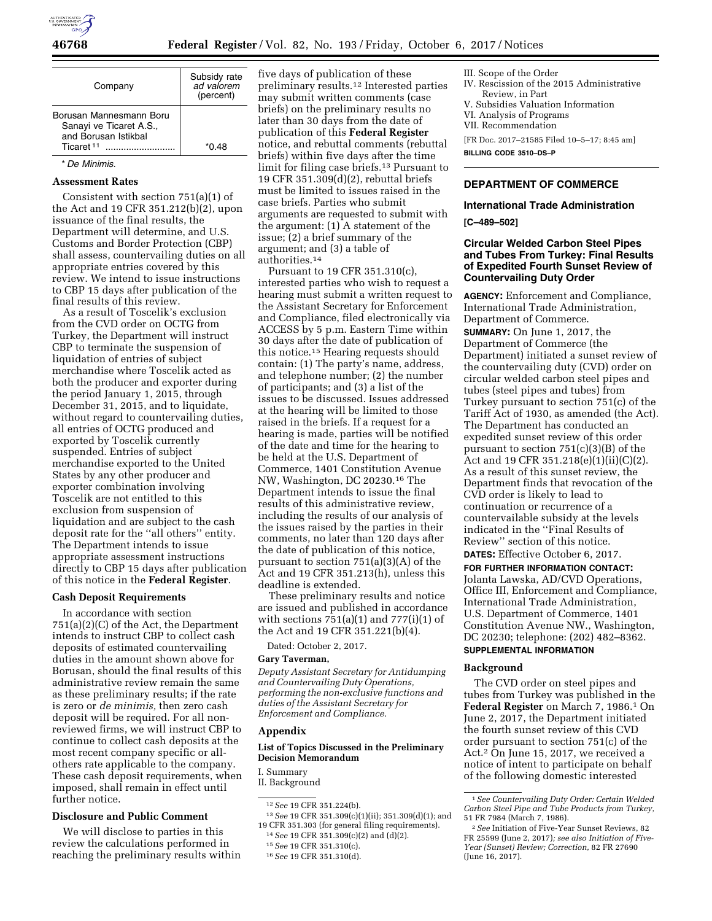| Company | Subsidy rate *ad valorem* (percent) |
| --- | --- |
| Borusan Mannesmann Boru Sanayi ve Ticaret A.S., and Borusan Istikbal Ticaret [11] | *0.48 |

* *De Minimis*.

### Assessment Rates

Consistent with section 751(a)(1) of the Act and 19 CFR 351.212(b)(2), upon issuance of the final results, the Department will determine, and U.S. Customs and Border Protection (CBP) shall assess, countervailing duties on all appropriate entries covered by this review. We intend to issue instructions to CBP 15 days after publication of the final results of this review.

As a result of Toscelik's exclusion from the CVD order on OCTG from Turkey, the Department will instruct CBP to terminate the suspension of liquidation of entries of subject merchandise where Toscelik acted as both the producer and exporter during the period January 1, 2015, through December 31, 2015, and to liquidate, without regard to countervailing duties, all entries of OCTG produced and exported by Toscelik currently suspended. Entries of subject merchandise exported to the United States by any other producer and exporter combination involving Toscelik are not entitled to this exclusion from suspension of liquidation and are subject to the cash deposit rate for the ''all others'' entity. The Department intends to issue appropriate assessment instructions directly to CBP 15 days after publication of this notice in the **Federal Register**.

### Cash Deposit Requirements

In accordance with section 751(a)(2)(C) of the Act, the Department intends to instruct CBP to collect cash deposits of estimated countervailing duties in the amount shown above for Borusan, should the final results of this administrative review remain the same as these preliminary results; if the rate is zero or *de minimis,* then zero cash deposit will be required. For all non-reviewed firms, we will instruct CBP to continue to collect cash deposits at the most recent company specific or all-others rate applicable to the company. These cash deposit requirements, when imposed, shall remain in effect until further notice.

### Disclosure and Public Comment

We will disclose to parties in this review the calculations performed in reaching the preliminary results within five days of publication of these preliminary results.[12] Interested parties may submit written comments (case briefs) on the preliminary results no later than 30 days from the date of publication of this **Federal Register** notice, and rebuttal comments (rebuttal briefs) within five days after the time limit for filing case briefs.[13] Pursuant to 19 CFR 351.309(d)(2), rebuttal briefs must be limited to issues raised in the case briefs. Parties who submit arguments are requested to submit with the argument: (1) A statement of the issue; (2) a brief summary of the argument; and (3) a table of authorities.[14]

Pursuant to 19 CFR 351.310(c), interested parties who wish to request a hearing must submit a written request to the Assistant Secretary for Enforcement and Compliance, filed electronically via ACCESS by 5 p.m. Eastern Time within 30 days after the date of publication of this notice.[15] Hearing requests should contain: (1) The party's name, address, and telephone number; (2) the number of participants; and (3) a list of the issues to be discussed. Issues addressed at the hearing will be limited to those raised in the briefs. If a request for a hearing is made, parties will be notified of the date and time for the hearing to be held at the U.S. Department of Commerce, 1401 Constitution Avenue NW, Washington, DC 20230.[16] The Department intends to issue the final results of this administrative review, including the results of our analysis of the issues raised by the parties in their comments, no later than 120 days after the date of publication of this notice, pursuant to section 751(a)(3)(A) of the Act and 19 CFR 351.213(h), unless this deadline is extended.

These preliminary results and notice are issued and published in accordance with sections 751(a)(1) and 777(i)(1) of the Act and 19 CFR 351.221(b)(4).

Dated: October 2, 2017.

**Gary Taverman,**

*Deputy Assistant Secretary for Antidumping and Countervailing Duty Operations, performing the non-exclusive functions and duties of the Assistant Secretary for Enforcement and Compliance.*

## Appendix

### List of Topics Discussed in the Preliminary Decision Memorandum

I. Summary
II. Background
III. Scope of the Order
IV. Rescission of the 2015 Administrative Review, in Part
V. Subsidies Valuation Information
VI. Analysis of Programs
VII. Recommendation

[FR Doc. 2017–21585 Filed 10–5–17; 8:45 am]

**BILLING CODE 3510–DS–P**

[12] *See* 19 CFR 351.224(b).

[13] *See* 19 CFR 351.309(c)(1)(ii); 351.309(d)(1); and 19 CFR 351.303 (for general filing requirements).

[14] *See* 19 CFR 351.309(c)(2) and (d)(2).

[15] *See* 19 CFR 351.310(c).

[16] *See* 19 CFR 351.310(d).

---

## DEPARTMENT OF COMMERCE

### International Trade Administration

**[C–489–502]**

### Circular Welded Carbon Steel Pipes and Tubes From Turkey: Final Results of Expedited Fourth Sunset Review of Countervailing Duty Order

**AGENCY:** Enforcement and Compliance, International Trade Administration, Department of Commerce.

**SUMMARY:** On June 1, 2017, the Department of Commerce (the Department) initiated a sunset review of the countervailing duty (CVD) order on circular welded carbon steel pipes and tubes (steel pipes and tubes) from Turkey pursuant to section 751(c) of the Tariff Act of 1930, as amended (the Act). The Department has conducted an expedited sunset review of this order pursuant to section 751(c)(3)(B) of the Act and 19 CFR 351.218(e)(1)(ii)(C)(2). As a result of this sunset review, the Department finds that revocation of the CVD order is likely to lead to continuation or recurrence of a countervailable subsidy at the levels indicated in the ''Final Results of Review'' section of this notice.

**DATES:** Effective October 6, 2017.

**FOR FURTHER INFORMATION CONTACT:** Jolanta Lawska, AD/CVD Operations, Office III, Enforcement and Compliance, International Trade Administration, U.S. Department of Commerce, 1401 Constitution Avenue NW., Washington, DC 20230; telephone: (202) 482–8362.

**SUPPLEMENTAL INFORMATION**

### Background

The CVD order on steel pipes and tubes from Turkey was published in the **Federal Register** on March 7, 1986.[1] On June 2, 2017, the Department initiated the fourth sunset review of this CVD order pursuant to section 751(c) of the Act.[2] On June 15, 2017, we received a notice of intent to participate on behalf of the following domestic interested

[1] *See Countervailing Duty Order: Certain Welded Carbon Steel Pipe and Tube Products from Turkey,* 51 FR 7984 (March 7, 1986).

[2] *See* Initiation of Five-Year Sunset Reviews, 82 FR 25599 (June 2, 2017)*; see also Initiation of Five-Year (Sunset) Review; Correction,* 82 FR 27690 (June 16, 2017).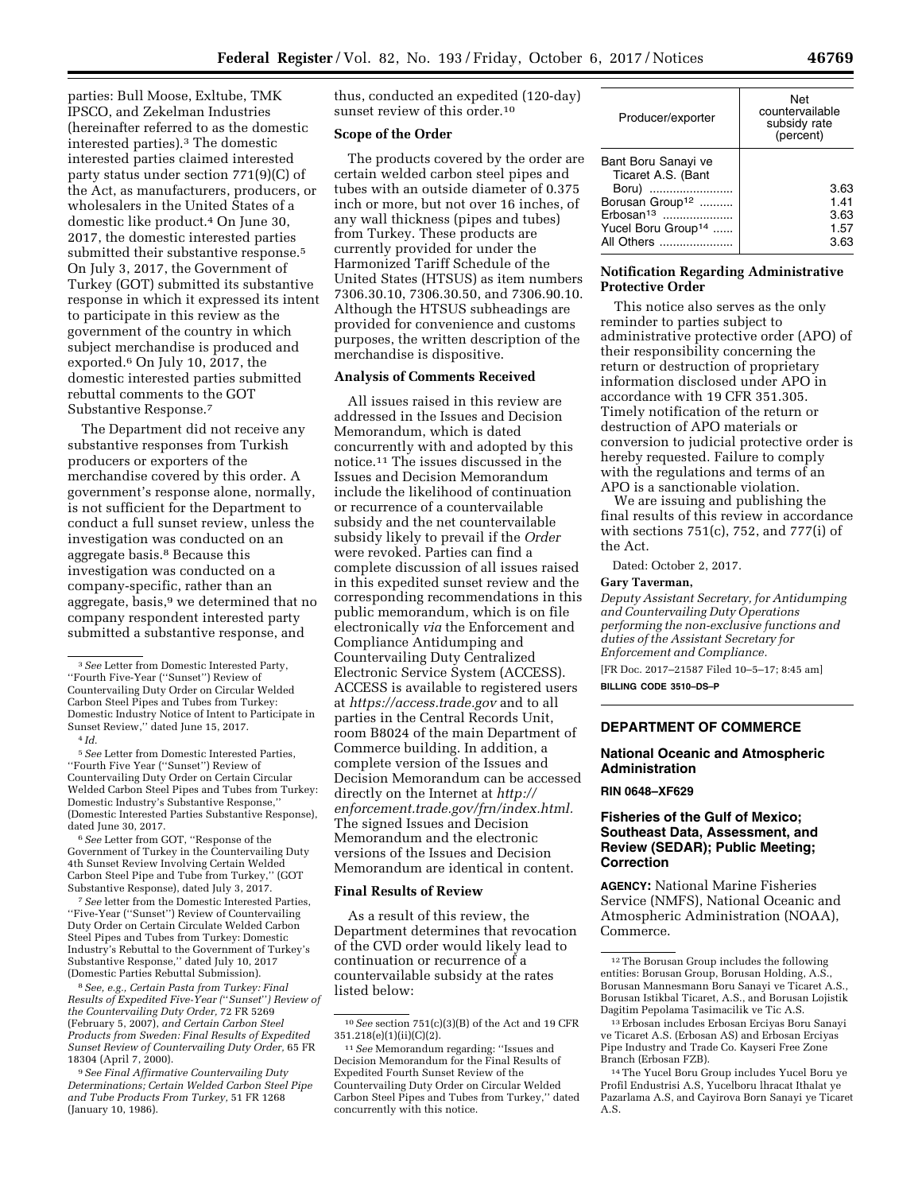parties: Bull Moose, Exltube, TMK IPSCO, and Zekelman Industries (hereinafter referred to as the domestic interested parties).[3] The domestic interested parties claimed interested party status under section 771(9)(C) of the Act, as manufacturers, producers, or wholesalers in the United States of a domestic like product.[4] On June 30, 2017, the domestic interested parties submitted their substantive response.[5] On July 3, 2017, the Government of Turkey (GOT) submitted its substantive response in which it expressed its intent to participate in this review as the government of the country in which subject merchandise is produced and exported.[6] On July 10, 2017, the domestic interested parties submitted rebuttal comments to the GOT Substantive Response.[7]

The Department did not receive any substantive responses from Turkish producers or exporters of the merchandise covered by this order. A government's response alone, normally, is not sufficient for the Department to conduct a full sunset review, unless the investigation was conducted on an aggregate basis.[8] Because this investigation was conducted on a company-specific, rather than an aggregate, basis,[9] we determined that no company respondent interested party submitted a substantive response, and thus, conducted an expedited (120-day) sunset review of this order.[10]

### Scope of the Order

The products covered by the order are certain welded carbon steel pipes and tubes with an outside diameter of 0.375 inch or more, but not over 16 inches, of any wall thickness (pipes and tubes) from Turkey. These products are currently provided for under the Harmonized Tariff Schedule of the United States (HTSUS) as item numbers 7306.30.10, 7306.30.50, and 7306.90.10. Although the HTSUS subheadings are provided for convenience and customs purposes, the written description of the merchandise is dispositive.

### Analysis of Comments Received

All issues raised in this review are addressed in the Issues and Decision Memorandum, which is dated concurrently with and adopted by this notice.[11] The issues discussed in the Issues and Decision Memorandum include the likelihood of continuation or recurrence of a countervailable subsidy and the net countervailable subsidy likely to prevail if the *Order* were revoked. Parties can find a complete discussion of all issues raised in this expedited sunset review and the corresponding recommendations in this public memorandum, which is on file electronically *via* the Enforcement and Compliance Antidumping and Countervailing Duty Centralized Electronic Service System (ACCESS). ACCESS is available to registered users at *https://access.trade.gov* and to all parties in the Central Records Unit, room B8024 of the main Department of Commerce building. In addition, a complete version of the Issues and Decision Memorandum can be accessed directly on the Internet at *http://enforcement.trade.gov/frn/index.html.* The signed Issues and Decision Memorandum and the electronic versions of the Issues and Decision Memorandum are identical in content.

### Final Results of Review

As a result of this review, the Department determines that revocation of the CVD order would likely lead to continuation or recurrence of a countervailable subsidy at the rates listed below:

| Producer/exporter | Net countervailable subsidy rate (percent) |
|---|---|
| Bant Boru Sanayi ve Ticaret A.S. (Bant Boru) | 3.63 |
| Borusan Group[12] | 1.41 |
| Erbosan[13] | 3.63 |
| Yucel Boru Group[14] | 1.57 |
| All Others | 3.63 |

### Notification Regarding Administrative Protective Order

This notice also serves as the only reminder to parties subject to administrative protective order (APO) of their responsibility concerning the return or destruction of proprietary information disclosed under APO in accordance with 19 CFR 351.305. Timely notification of the return or destruction of APO materials or conversion to judicial protective order is hereby requested. Failure to comply with the regulations and terms of an APO is a sanctionable violation.

We are issuing and publishing the final results of this review in accordance with sections 751(c), 752, and 777(i) of the Act.

Dated: October 2, 2017.

**Gary Taverman,**

*Deputy Assistant Secretary, for Antidumping and Countervailing Duty Operations performing the non-exclusive functions and duties of the Assistant Secretary for Enforcement and Compliance.*

[FR Doc. 2017–21587 Filed 10–5–17; 8:45 am]

**BILLING CODE 3510–DS–P**

---

[3] *See* Letter from Domestic Interested Party, "Fourth Five-Year ("Sunset") Review of Countervailing Duty Order on Circular Welded Carbon Steel Pipes and Tubes from Turkey: Domestic Industry Notice of Intent to Participate in Sunset Review," dated June 15, 2017.

[4] *Id.*

[5] *See* Letter from Domestic Interested Parties, "Fourth Five Year ("Sunset") Review of Countervailing Duty Order on Certain Circular Welded Carbon Steel Pipes and Tubes from Turkey: Domestic Industry's Substantive Response," (Domestic Interested Parties Substantive Response), dated June 30, 2017.

[6] *See* Letter from GOT, "Response of the Government of Turkey in the Countervailing Duty 4th Sunset Review Involving Certain Welded Carbon Steel Pipe and Tube from Turkey," (GOT Substantive Response), dated July 3, 2017.

[7] *See* letter from the Domestic Interested Parties, "Five-Year ("Sunset") Review of Countervailing Duty Order on Certain Circulate Welded Carbon Steel Pipes and Tubes from Turkey: Domestic Industry's Rebuttal to the Government of Turkey's Substantive Response," dated July 10, 2017 (Domestic Parties Rebuttal Submission).

[8] *See, e.g., Certain Pasta from Turkey: Final Results of Expedited Five-Year ("Sunset") Review of the Countervailing Duty Order,* 72 FR 5269 (February 5, 2007), *and Certain Carbon Steel Products from Sweden: Final Results of Expedited Sunset Review of Countervailing Duty Order,* 65 FR 18304 (April 7, 2000).

[9] *See Final Affirmative Countervailing Duty Determinations; Certain Welded Carbon Steel Pipe and Tube Products From Turkey,* 51 FR 1268 (January 10, 1986).

[10] *See* section 751(c)(3)(B) of the Act and 19 CFR 351.218(e)(1)(ii)(C)(2).

[11] *See* Memorandum regarding: "Issues and Decision Memorandum for the Final Results of Expedited Fourth Sunset Review of the Countervailing Duty Order on Circular Welded Carbon Steel Pipes and Tubes from Turkey," dated concurrently with this notice.

[12] The Borusan Group includes the following entities: Borusan Group, Borusan Holding, A.S., Borusan Mannesmann Boru Sanayi ve Ticaret A.S., Borusan Istikbal Ticaret, A.S., and Borusan Lojistik Dagitim Pepolama Tasimacilik ve Tic A.S.

[13] Erbosan includes Erbosan Erciyas Boru Sanayi ve Ticaret A.S. (Erbosan AS) and Erbosan Erciyas Pipe Industry and Trade Co. Kayseri Free Zone Branch (Erbosan FZB).

[14] The Yucel Boru Group includes Yucel Boru ye Profil Endustrisi A.S, Yucelboru lhracat Ithalat ye Pazarlama A.S, and Cayirova Born Sanayi ye Ticaret A.S.

---

## DEPARTMENT OF COMMERCE

### National Oceanic and Atmospheric Administration

**RIN 0648–XF629**

### Fisheries of the Gulf of Mexico; Southeast Data, Assessment, and Review (SEDAR); Public Meeting; Correction

**AGENCY:** National Marine Fisheries Service (NMFS), National Oceanic and Atmospheric Administration (NOAA), Commerce.